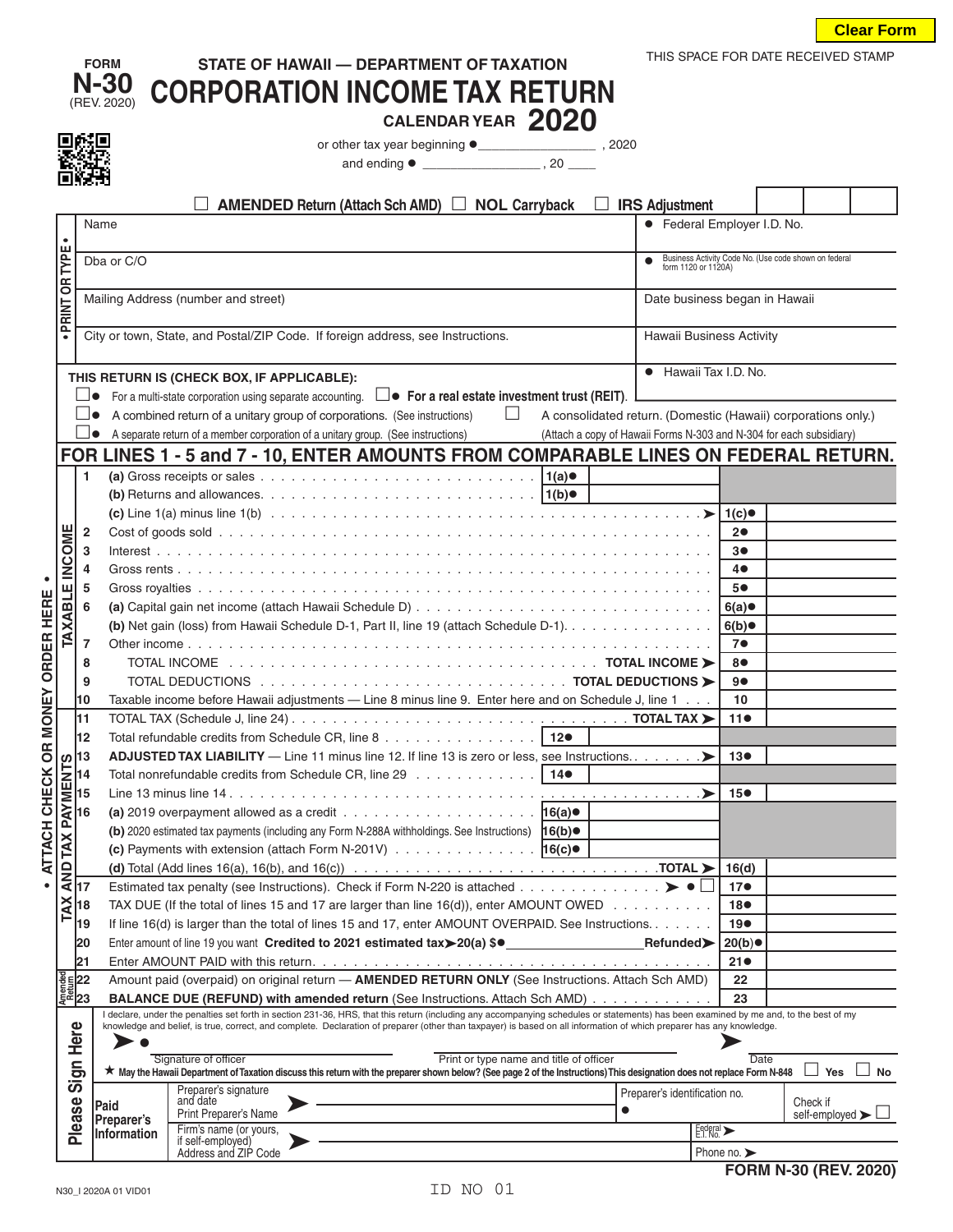Clear Form

THIS SPACE FOR DATE RECEIVED STAMP

FORM **N-30** (REV. 2020)

# STATE OF HAWAII — DEPARTMENT OF TAXATION
# CORPORATION INCOME TAX RETURN
## CALENDAR YEAR 2020

or other tax year beginning ● ________________ , 2020
and ending ● ________________ , 20 ____

☐ **AMENDED** Return (Attach Sch AMD) ☐ **NOL** Carryback ☐ **IRS Adjustment**

• PRINT OR TYPE •

| | |
|---|---|
| Name | ● Federal Employer I.D. No. |
| Dba or C/O | ● Business Activity Code No. (Use code shown on federal form 1120 or 1120A) |
| Mailing Address (number and street) | Date business began in Hawaii |
| City or town, State, and Postal/ZIP Code. If foreign address, see Instructions. | Hawaii Business Activity |
| | ● Hawaii Tax I.D. No. |

**THIS RETURN IS (CHECK BOX, IF APPLICABLE):**

- ☐● For a multi-state corporation using separate accounting.
- ☐● **For a real estate investment trust (REIT)**.
- ☐● A combined return of a unitary group of corporations. (See instructions)
- ☐ A consolidated return. (Domestic (Hawaii) corporations only.) (Attach a copy of Hawaii Forms N-303 and N-304 for each subsidiary)
- ☐● A separate return of a member corporation of a unitary group. (See instructions)

## FOR LINES 1 - 5 and 7 - 10, ENTER AMOUNTS FROM COMPARABLE LINES ON FEDERAL RETURN.

• ATTACH CHECK OR MONEY ORDER HERE •

**TAXABLE INCOME**

| Line | Description | | | | |
|---|---|---|---|---|---|
| 1 | (a) Gross receipts or sales | 1(a)● | | | |
| | (b) Returns and allowances | 1(b)● | | | |
| | (c) Line 1(a) minus line 1(b) ➤ | | | 1(c)● | |
| 2 | Cost of goods sold | | | 2● | |
| 3 | Interest | | | 3● | |
| 4 | Gross rents | | | 4● | |
| 5 | Gross royalties | | | 5● | |
| 6 | (a) Capital gain net income (attach Hawaii Schedule D) | | | 6(a)● | |
| | (b) Net gain (loss) from Hawaii Schedule D-1, Part II, line 19 (attach Schedule D-1) | | | 6(b)● | |
| 7 | Other income | | | 7● | |
| 8 | TOTAL INCOME . . . TOTAL INCOME ➤ | | | 8● | |
| 9 | TOTAL DEDUCTIONS . . . TOTAL DEDUCTIONS ➤ | | | 9● | |
| 10 | Taxable income before Hawaii adjustments — Line 8 minus line 9. Enter here and on Schedule J, line 1 | | | 10 | |

**TAX AND TAX PAYMENTS**

| Line | Description | | | | |
|---|---|---|---|---|---|
| 11 | TOTAL TAX (Schedule J, line 24) . . . TOTAL TAX ➤ | | | 11● | |
| 12 | Total refundable credits from Schedule CR, line 8 | 12● | | | |
| 13 | **ADJUSTED TAX LIABILITY** — Line 11 minus line 12. If line 13 is zero or less, see Instructions ➤ | | | 13● | |
| 14 | Total nonrefundable credits from Schedule CR, line 29 | 14● | | | |
| 15 | Line 13 minus line 14 ➤ | | | 15● | |
| 16 | (a) 2019 overpayment allowed as a credit | 16(a)● | | | |
| | (b) 2020 estimated tax payments (including any Form N-288A withholdings. See Instructions) | 16(b)● | | | |
| | (c) Payments with extension (attach Form N-201V) | 16(c)● | | | |
| | (d) Total (Add lines 16(a), 16(b), and 16(c)) . . . TOTAL ➤ | | | 16(d) | |
| 17 | Estimated tax penalty (see Instructions). Check if Form N-220 is attached ➤ ● ☐ | | | 17● | |
| 18 | TAX DUE (If the total of lines 15 and 17 are larger than line 16(d)), enter AMOUNT OWED | | | 18● | |
| 19 | If line 16(d) is larger than the total of lines 15 and 17, enter AMOUNT OVERPAID. See Instructions. | | | 19● | |
| 20 | Enter amount of line 19 you want **Credited to 2021 estimated tax➤20(a) $●** ________ **Refunded➤** | | | 20(b)● | |
| 21 | Enter AMOUNT PAID with this return. | | | 21● | |

**Amended Return**

| Line | Description | | |
|---|---|---|---|
| 22 | Amount paid (overpaid) on original return — **AMENDED RETURN ONLY** (See Instructions. Attach Sch AMD) | 22 | |
| 23 | **BALANCE DUE (REFUND) with amended return** (See Instructions. Attach Sch AMD) | 23 | |

**Please Sign Here**

I declare, under the penalties set forth in section 231-36, HRS, that this return (including any accompanying schedules or statements) has been examined by me and, to the best of my knowledge and belief, is true, correct, and complete. Declaration of preparer (other than taxpayer) is based on all information of which preparer has any knowledge.

➤● ______________________ Signature of officer | ______________________ Print or type name and title of officer | ➤ ________ Date

★ **May the Hawaii Department of Taxation discuss this return with the preparer shown below? (See page 2 of the Instructions) This designation does not replace Form N-848** ☐ Yes ☐ No

**Paid Preparer's Information**

| | | | |
|---|---|---|---|
| Preparer's signature and date | ➤ | Preparer's identification no. ● | Check if self-employed ➤ ☐ |
| Print Preparer's Name | | | |
| Firm's name (or yours, if self-employed) | ➤ | Federal E.I. No. ➤ | |
| Address and ZIP Code | | Phone no. ➤ | |

**FORM N-30 (REV. 2020)**

N30_I 2020A 01 VID01

ID NO 01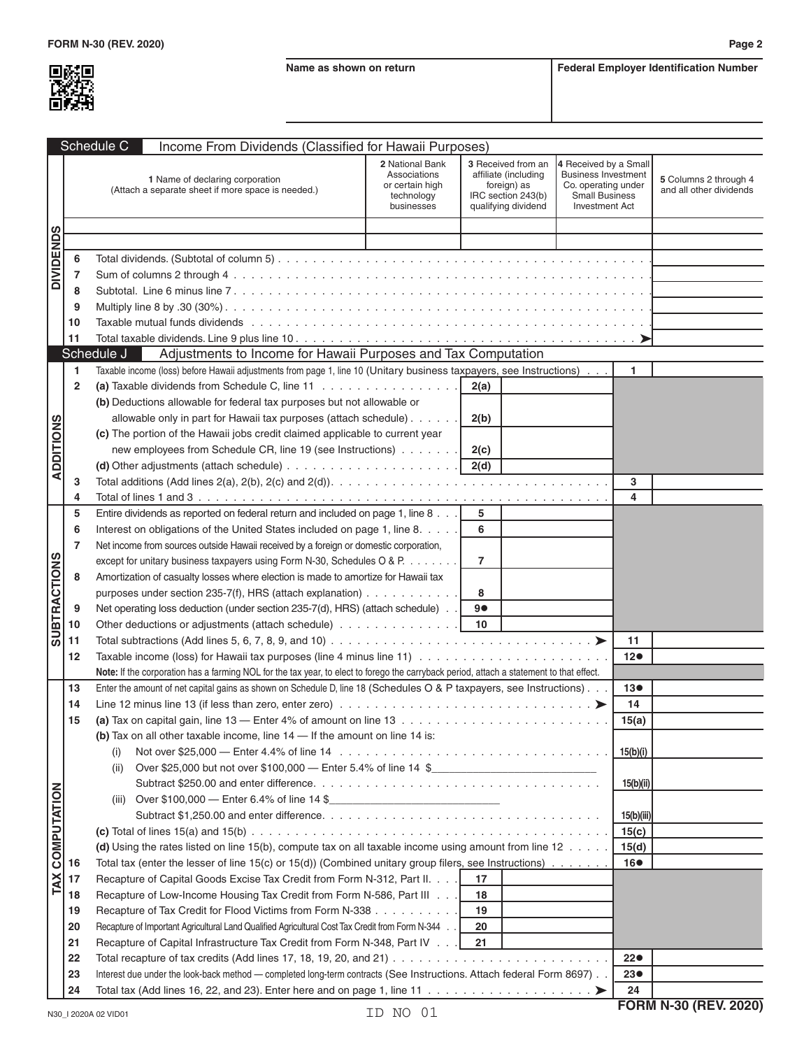FORM N-30 (REV. 2020)

| Name as shown on return | Federal Employer Identification Number |
| --- | --- |
| | |

## Schedule C — Income From Dividends (Classified for Hawaii Purposes)

**DIVIDENDS**

| 1 Name of declaring corporation (Attach a separate sheet if more space is needed.) | 2 National Bank Associations or certain high technology businesses | 3 Received from an affiliate (including foreign) as IRC section 243(b) qualifying dividend | 4 Received by a Small Business Investment Co. operating under Small Business Investment Act | 5 Columns 2 through 4 and all other dividends |
| --- | --- | --- | --- | --- |
| | | | | |
| | | | | |

| Line | Description | Amount |
| --- | --- | --- |
| 6 | Total dividends. (Subtotal of column 5) | |
| 7 | Sum of columns 2 through 4 | |
| 8 | Subtotal. Line 6 minus line 7 | |
| 9 | Multiply line 8 by .30 (30%) | |
| 10 | Taxable mutual funds dividends | |
| 11 | Total taxable dividends. Line 9 plus line 10 ➤ | |

## Schedule J — Adjustments to Income for Hawaii Purposes and Tax Computation

| Line | Description | Inner line | Inner amount | Line | Amount |
| --- | --- | --- | --- | --- | --- |
| 1 | Taxable income (loss) before Hawaii adjustments from page 1, line 10 (Unitary business taxpayers, see Instructions) | | | 1 | |
| **ADDITIONS** | | | | | |
| 2 | (a) Taxable dividends from Schedule C, line 11 | 2(a) | | | |
| | (b) Deductions allowable for federal tax purposes but not allowable or allowable only in part for Hawaii tax purposes (attach schedule) | 2(b) | | | |
| | (c) The portion of the Hawaii jobs credit claimed applicable to current year new employees from Schedule CR, line 19 (see Instructions) | 2(c) | | | |
| | (d) Other adjustments (attach schedule) | 2(d) | | | |
| 3 | Total additions (Add lines 2(a), 2(b), 2(c) and 2(d)) | | | 3 | |
| 4 | Total of lines 1 and 3 | | | 4 | |
| **SUBTRACTIONS** | | | | | |
| 5 | Entire dividends as reported on federal return and included on page 1, line 8 | 5 | | | |
| 6 | Interest on obligations of the United States included on page 1, line 8 | 6 | | | |
| 7 | Net income from sources outside Hawaii received by a foreign or domestic corporation, except for unitary business taxpayers using Form N-30, Schedules O & P | 7 | | | |
| 8 | Amortization of casualty losses where election is made to amortize for Hawaii tax purposes under section 235-7(f), HRS (attach explanation) | 8 | | | |
| 9 | Net operating loss deduction (under section 235-7(d), HRS) (attach schedule) | 9● | | | |
| 10 | Other deductions or adjustments (attach schedule) | 10 | | | |
| 11 | Total subtractions (Add lines 5, 6, 7, 8, 9, and 10) ➤ | | | 11 | |
| 12 | Taxable income (loss) for Hawaii tax purposes (line 4 minus line 11) | | | 12● | |
| | **Note:** If the corporation has a farming NOL for the tax year, to elect to forego the carryback period, attach a statement to that effect. | | | | |
| **TAX COMPUTATION** | | | | | |
| 13 | Enter the amount of net capital gains as shown on Schedule D, line 18 (Schedules O & P taxpayers, see Instructions) | | | 13● | |
| 14 | Line 12 minus line 13 (if less than zero, enter zero) ➤ | | | 14 | |
| 15 | (a) Tax on capital gain, line 13 — Enter 4% of amount on line 13 | | | 15(a) | |
| | (b) Tax on all other taxable income, line 14 — If the amount on line 14 is: | | | | |
| | (i) Not over $25,000 — Enter 4.4% of line 14 | | | 15(b)(i) | |
| | (ii) Over $25,000 but not over $100,000 — Enter 5.4% of line 14 $\_\_\_\_\_\_\_\_ Subtract $250.00 and enter difference. | | | 15(b)(ii) | |
| | (iii) Over $100,000 — Enter 6.4% of line 14 $\_\_\_\_\_\_\_\_ Subtract $1,250.00 and enter difference. | | | 15(b)(iii) | |
| | (c) Total of lines 15(a) and 15(b) | | | 15(c) | |
| | (d) Using the rates listed on line 15(b), compute tax on all taxable income using amount from line 12 | | | 15(d) | |
| 16 | Total tax (enter the lesser of line 15(c) or 15(d)) (Combined unitary group filers, see Instructions) | | | 16● | |
| 17 | Recapture of Capital Goods Excise Tax Credit from Form N-312, Part II. | 17 | | | |
| 18 | Recapture of Low-Income Housing Tax Credit from Form N-586, Part III | 18 | | | |
| 19 | Recapture of Tax Credit for Flood Victims from Form N-338 | 19 | | | |
| 20 | Recapture of Important Agricultural Land Qualified Agricultural Cost Tax Credit from Form N-344 | 20 | | | |
| 21 | Recapture of Capital Infrastructure Tax Credit from Form N-348, Part IV | 21 | | | |
| 22 | Total recapture of tax credits (Add lines 17, 18, 19, 20, and 21) | | | 22● | |
| 23 | Interest due under the look-back method — completed long-term contracts (See Instructions. Attach federal Form 8697) | | | 23● | |
| 24 | Total tax (Add lines 16, 22, and 23). Enter here and on page 1, line 11 ➤ | | | 24 | |

N30_I 2020A 02 VID01

ID NO 01

FORM N-30 (REV. 2020)